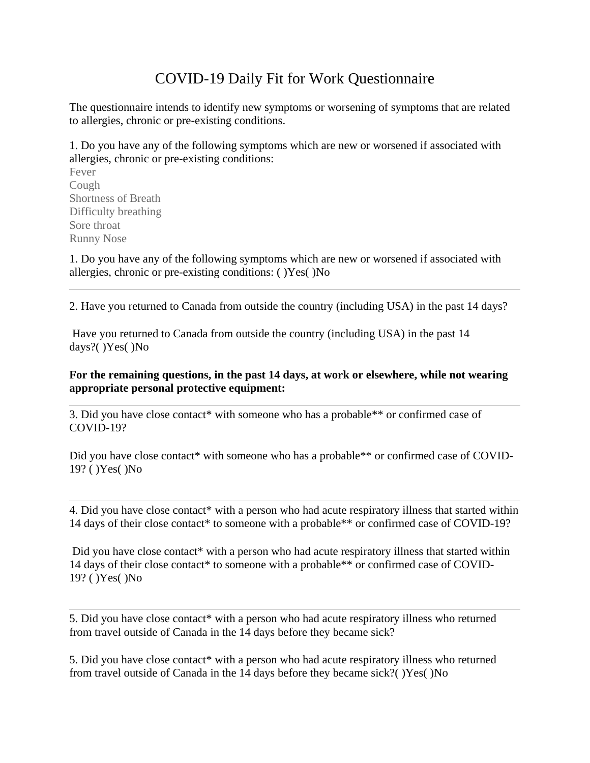# COVID-19 Daily Fit for Work Questionnaire

The questionnaire intends to identify new symptoms or worsening of symptoms that are related to allergies, chronic or pre-existing conditions.

1. Do you have any of the following symptoms which are new or worsened if associated with allergies, chronic or pre-existing conditions:

Fever
Cough
Shortness of Breath
Difficulty breathing
Sore throat
Runny Nose

1. Do you have any of the following symptoms which are new or worsened if associated with allergies, chronic or pre-existing conditions: ( )Yes( )No

---

2. Have you returned to Canada from outside the country (including USA) in the past 14 days?

Have you returned to Canada from outside the country (including USA) in the past 14 days?( )Yes( )No

**For the remaining questions, in the past 14 days, at work or elsewhere, while not wearing appropriate personal protective equipment:**

---

3. Did you have close contact* with someone who has a probable** or confirmed case of COVID-19?

Did you have close contact* with someone who has a probable** or confirmed case of COVID-19? ( )Yes( )No

---

4. Did you have close contact* with a person who had acute respiratory illness that started within 14 days of their close contact* to someone with a probable** or confirmed case of COVID-19?

Did you have close contact* with a person who had acute respiratory illness that started within 14 days of their close contact* to someone with a probable** or confirmed case of COVID-19? ( )Yes( )No

---

5. Did you have close contact* with a person who had acute respiratory illness who returned from travel outside of Canada in the 14 days before they became sick?

5. Did you have close contact* with a person who had acute respiratory illness who returned from travel outside of Canada in the 14 days before they became sick?( )Yes( )No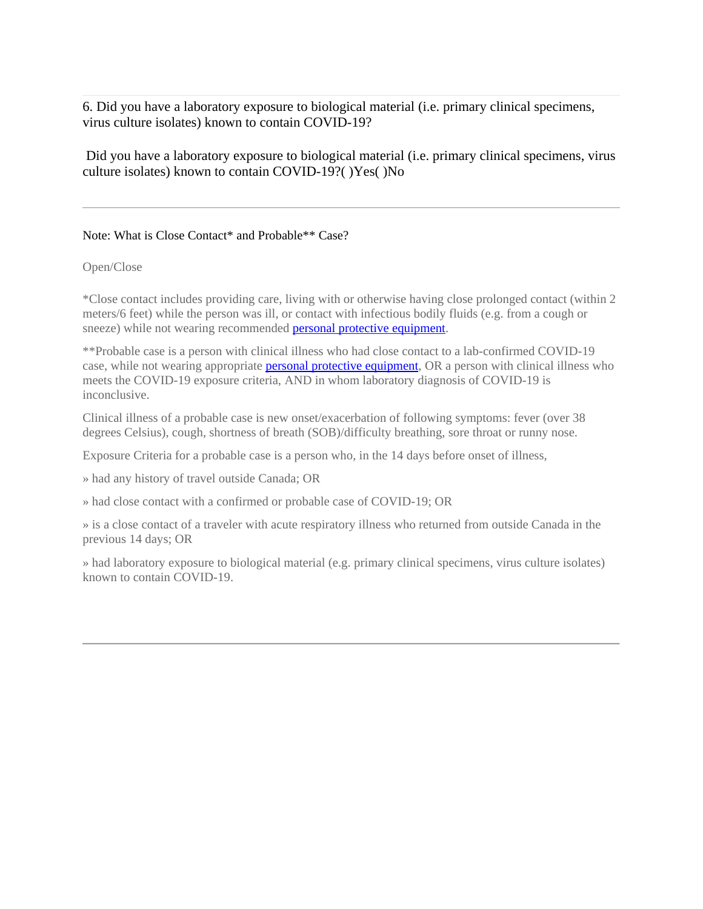6. Did you have a laboratory exposure to biological material (i.e. primary clinical specimens, virus culture isolates) known to contain COVID-19?

Did you have a laboratory exposure to biological material (i.e. primary clinical specimens, virus culture isolates) known to contain COVID-19?( )Yes( )No

---

Note: What is Close Contact* and Probable** Case?

Open/Close

*Close contact includes providing care, living with or otherwise having close prolonged contact (within 2 meters/6 feet) while the person was ill, or contact with infectious bodily fluids (e.g. from a cough or sneeze) while not wearing recommended personal protective equipment.

**Probable case is a person with clinical illness who had close contact to a lab-confirmed COVID-19 case, while not wearing appropriate personal protective equipment, OR a person with clinical illness who meets the COVID-19 exposure criteria, AND in whom laboratory diagnosis of COVID-19 is inconclusive.

Clinical illness of a probable case is new onset/exacerbation of following symptoms: fever (over 38 degrees Celsius), cough, shortness of breath (SOB)/difficulty breathing, sore throat or runny nose.

Exposure Criteria for a probable case is a person who, in the 14 days before onset of illness,

» had any history of travel outside Canada; OR

» had close contact with a confirmed or probable case of COVID-19; OR

» is a close contact of a traveler with acute respiratory illness who returned from outside Canada in the previous 14 days; OR

» had laboratory exposure to biological material (e.g. primary clinical specimens, virus culture isolates) known to contain COVID-19.

---